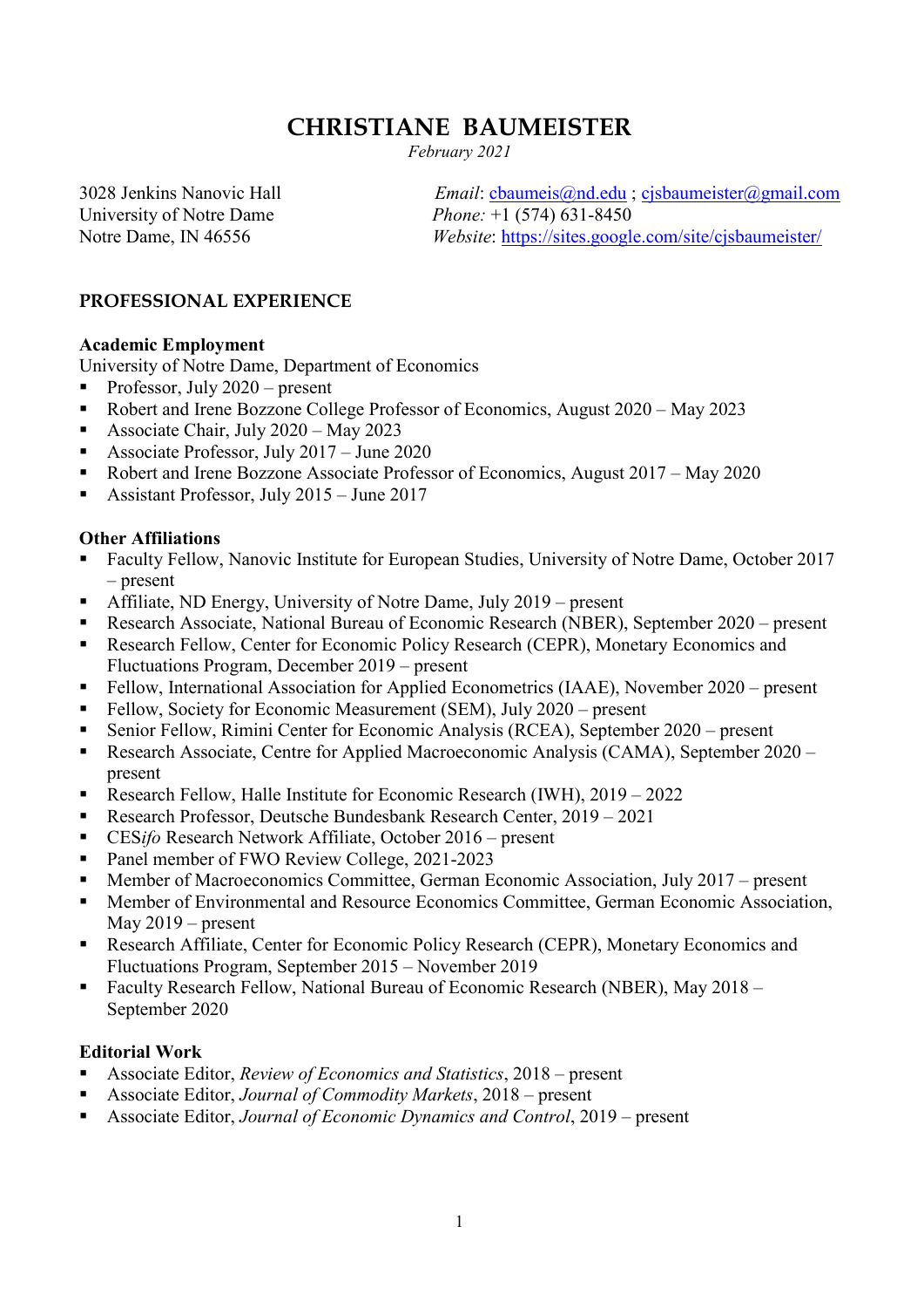# CHRISTIANE BAUMEISTER

*February 2021*

3028 Jenkins Nanovic Hall
University of Notre Dame
Notre Dame, IN 46556

*Email*: cbaumeis@nd.edu ; cjsbaumeister@gmail.com
*Phone:* +1 (574) 631-8450
*Website*: https://sites.google.com/site/cjsbaumeister/

## PROFESSIONAL EXPERIENCE

### Academic Employment

University of Notre Dame, Department of Economics

- Professor, July 2020 – present
- Robert and Irene Bozzone College Professor of Economics, August 2020 – May 2023
- Associate Chair, July 2020 – May 2023
- Associate Professor, July 2017 – June 2020
- Robert and Irene Bozzone Associate Professor of Economics, August 2017 – May 2020
- Assistant Professor, July 2015 – June 2017

### Other Affiliations

- Faculty Fellow, Nanovic Institute for European Studies, University of Notre Dame, October 2017 – present
- Affiliate, ND Energy, University of Notre Dame, July 2019 – present
- Research Associate, National Bureau of Economic Research (NBER), September 2020 – present
- Research Fellow, Center for Economic Policy Research (CEPR), Monetary Economics and Fluctuations Program, December 2019 – present
- Fellow, International Association for Applied Econometrics (IAAE), November 2020 – present
- Fellow, Society for Economic Measurement (SEM), July 2020 – present
- Senior Fellow, Rimini Center for Economic Analysis (RCEA), September 2020 – present
- Research Associate, Centre for Applied Macroeconomic Analysis (CAMA), September 2020 – present
- Research Fellow, Halle Institute for Economic Research (IWH), 2019 – 2022
- Research Professor, Deutsche Bundesbank Research Center, 2019 – 2021
- CES*ifo* Research Network Affiliate, October 2016 – present
- Panel member of FWO Review College, 2021-2023
- Member of Macroeconomics Committee, German Economic Association, July 2017 – present
- Member of Environmental and Resource Economics Committee, German Economic Association, May 2019 – present
- Research Affiliate, Center for Economic Policy Research (CEPR), Monetary Economics and Fluctuations Program, September 2015 – November 2019
- Faculty Research Fellow, National Bureau of Economic Research (NBER), May 2018 – September 2020

### Editorial Work

- Associate Editor, *Review of Economics and Statistics*, 2018 – present
- Associate Editor, *Journal of Commodity Markets*, 2018 – present
- Associate Editor, *Journal of Economic Dynamics and Control*, 2019 – present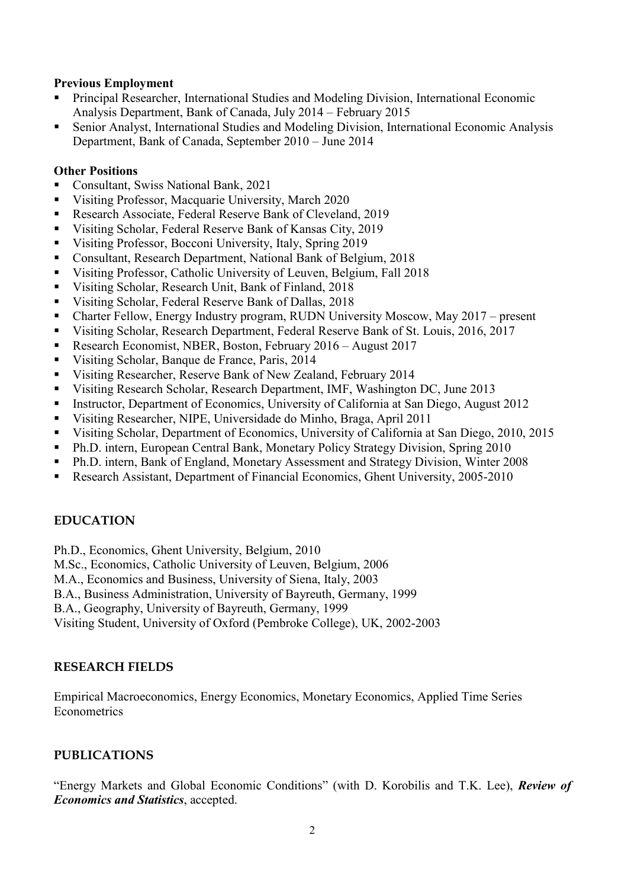**Previous Employment**

- Principal Researcher, International Studies and Modeling Division, International Economic Analysis Department, Bank of Canada, July 2014 – February 2015
- Senior Analyst, International Studies and Modeling Division, International Economic Analysis Department, Bank of Canada, September 2010 – June 2014

**Other Positions**

- Consultant, Swiss National Bank, 2021
- Visiting Professor, Macquarie University, March 2020
- Research Associate, Federal Reserve Bank of Cleveland, 2019
- Visiting Scholar, Federal Reserve Bank of Kansas City, 2019
- Visiting Professor, Bocconi University, Italy, Spring 2019
- Consultant, Research Department, National Bank of Belgium, 2018
- Visiting Professor, Catholic University of Leuven, Belgium, Fall 2018
- Visiting Scholar, Research Unit, Bank of Finland, 2018
- Visiting Scholar, Federal Reserve Bank of Dallas, 2018
- Charter Fellow, Energy Industry program, RUDN University Moscow, May 2017 – present
- Visiting Scholar, Research Department, Federal Reserve Bank of St. Louis, 2016, 2017
- Research Economist, NBER, Boston, February 2016 – August 2017
- Visiting Scholar, Banque de France, Paris, 2014
- Visiting Researcher, Reserve Bank of New Zealand, February 2014
- Visiting Research Scholar, Research Department, IMF, Washington DC, June 2013
- Instructor, Department of Economics, University of California at San Diego, August 2012
- Visiting Researcher, NIPE, Universidade do Minho, Braga, April 2011
- Visiting Scholar, Department of Economics, University of California at San Diego, 2010, 2015
- Ph.D. intern, European Central Bank, Monetary Policy Strategy Division, Spring 2010
- Ph.D. intern, Bank of England, Monetary Assessment and Strategy Division, Winter 2008
- Research Assistant, Department of Financial Economics, Ghent University, 2005-2010

## EDUCATION

Ph.D., Economics, Ghent University, Belgium, 2010
M.Sc., Economics, Catholic University of Leuven, Belgium, 2006
M.A., Economics and Business, University of Siena, Italy, 2003
B.A., Business Administration, University of Bayreuth, Germany, 1999
B.A., Geography, University of Bayreuth, Germany, 1999
Visiting Student, University of Oxford (Pembroke College), UK, 2002-2003

## RESEARCH FIELDS

Empirical Macroeconomics, Energy Economics, Monetary Economics, Applied Time Series Econometrics

## PUBLICATIONS

"Energy Markets and Global Economic Conditions" (with D. Korobilis and T.K. Lee), ***Review of Economics and Statistics***, accepted.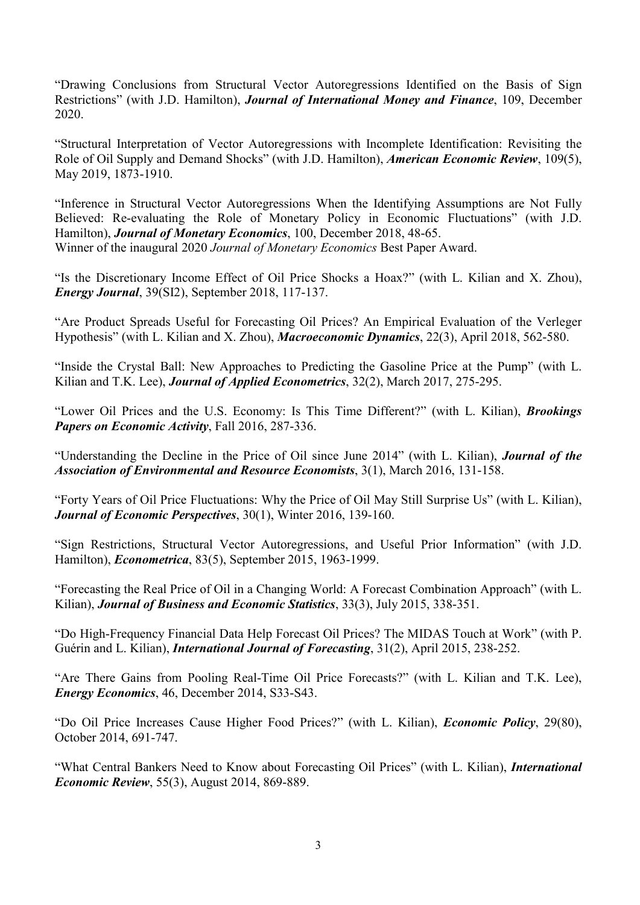"Drawing Conclusions from Structural Vector Autoregressions Identified on the Basis of Sign Restrictions" (with J.D. Hamilton), ***Journal of International Money and Finance***, 109, December 2020.

"Structural Interpretation of Vector Autoregressions with Incomplete Identification: Revisiting the Role of Oil Supply and Demand Shocks" (with J.D. Hamilton), ***American Economic Review***, 109(5), May 2019, 1873-1910.

"Inference in Structural Vector Autoregressions When the Identifying Assumptions are Not Fully Believed: Re-evaluating the Role of Monetary Policy in Economic Fluctuations" (with J.D. Hamilton), ***Journal of Monetary Economics***, 100, December 2018, 48-65.
Winner of the inaugural 2020 *Journal of Monetary Economics* Best Paper Award.

"Is the Discretionary Income Effect of Oil Price Shocks a Hoax?" (with L. Kilian and X. Zhou), ***Energy Journal***, 39(SI2), September 2018, 117-137.

"Are Product Spreads Useful for Forecasting Oil Prices? An Empirical Evaluation of the Verleger Hypothesis" (with L. Kilian and X. Zhou), ***Macroeconomic Dynamics***, 22(3), April 2018, 562-580.

"Inside the Crystal Ball: New Approaches to Predicting the Gasoline Price at the Pump" (with L. Kilian and T.K. Lee), ***Journal of Applied Econometrics***, 32(2), March 2017, 275-295.

"Lower Oil Prices and the U.S. Economy: Is This Time Different?" (with L. Kilian), ***Brookings Papers on Economic Activity***, Fall 2016, 287-336.

"Understanding the Decline in the Price of Oil since June 2014" (with L. Kilian), ***Journal of the Association of Environmental and Resource Economists***, 3(1), March 2016, 131-158.

"Forty Years of Oil Price Fluctuations: Why the Price of Oil May Still Surprise Us" (with L. Kilian), ***Journal of Economic Perspectives***, 30(1), Winter 2016, 139-160.

"Sign Restrictions, Structural Vector Autoregressions, and Useful Prior Information" (with J.D. Hamilton), ***Econometrica***, 83(5), September 2015, 1963-1999.

"Forecasting the Real Price of Oil in a Changing World: A Forecast Combination Approach" (with L. Kilian), ***Journal of Business and Economic Statistics***, 33(3), July 2015, 338-351.

"Do High-Frequency Financial Data Help Forecast Oil Prices? The MIDAS Touch at Work" (with P. Guérin and L. Kilian), ***International Journal of Forecasting***, 31(2), April 2015, 238-252.

"Are There Gains from Pooling Real-Time Oil Price Forecasts?" (with L. Kilian and T.K. Lee), ***Energy Economics***, 46, December 2014, S33-S43.

"Do Oil Price Increases Cause Higher Food Prices?" (with L. Kilian), ***Economic Policy***, 29(80), October 2014, 691-747.

"What Central Bankers Need to Know about Forecasting Oil Prices" (with L. Kilian), ***International Economic Review***, 55(3), August 2014, 869-889.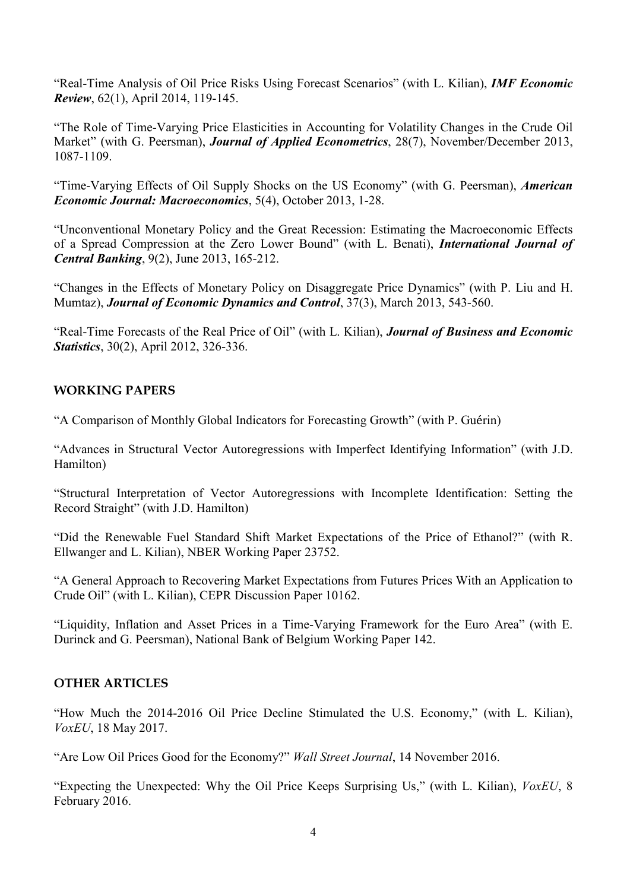"Real-Time Analysis of Oil Price Risks Using Forecast Scenarios" (with L. Kilian), ***IMF Economic Review***, 62(1), April 2014, 119-145.

"The Role of Time-Varying Price Elasticities in Accounting for Volatility Changes in the Crude Oil Market" (with G. Peersman), ***Journal of Applied Econometrics***, 28(7), November/December 2013, 1087-1109.

"Time-Varying Effects of Oil Supply Shocks on the US Economy" (with G. Peersman), ***American Economic Journal: Macroeconomics***, 5(4), October 2013, 1-28.

"Unconventional Monetary Policy and the Great Recession: Estimating the Macroeconomic Effects of a Spread Compression at the Zero Lower Bound" (with L. Benati), ***International Journal of Central Banking***, 9(2), June 2013, 165-212.

"Changes in the Effects of Monetary Policy on Disaggregate Price Dynamics" (with P. Liu and H. Mumtaz), ***Journal of Economic Dynamics and Control***, 37(3), March 2013, 543-560.

"Real-Time Forecasts of the Real Price of Oil" (with L. Kilian), ***Journal of Business and Economic Statistics***, 30(2), April 2012, 326-336.

## WORKING PAPERS

"A Comparison of Monthly Global Indicators for Forecasting Growth" (with P. Guérin)

"Advances in Structural Vector Autoregressions with Imperfect Identifying Information" (with J.D. Hamilton)

"Structural Interpretation of Vector Autoregressions with Incomplete Identification: Setting the Record Straight" (with J.D. Hamilton)

"Did the Renewable Fuel Standard Shift Market Expectations of the Price of Ethanol?" (with R. Ellwanger and L. Kilian), NBER Working Paper 23752.

"A General Approach to Recovering Market Expectations from Futures Prices With an Application to Crude Oil" (with L. Kilian), CEPR Discussion Paper 10162.

"Liquidity, Inflation and Asset Prices in a Time-Varying Framework for the Euro Area" (with E. Durinck and G. Peersman), National Bank of Belgium Working Paper 142.

## OTHER ARTICLES

"How Much the 2014-2016 Oil Price Decline Stimulated the U.S. Economy," (with L. Kilian), *VoxEU*, 18 May 2017.

"Are Low Oil Prices Good for the Economy?" *Wall Street Journal*, 14 November 2016.

"Expecting the Unexpected: Why the Oil Price Keeps Surprising Us," (with L. Kilian), *VoxEU*, 8 February 2016.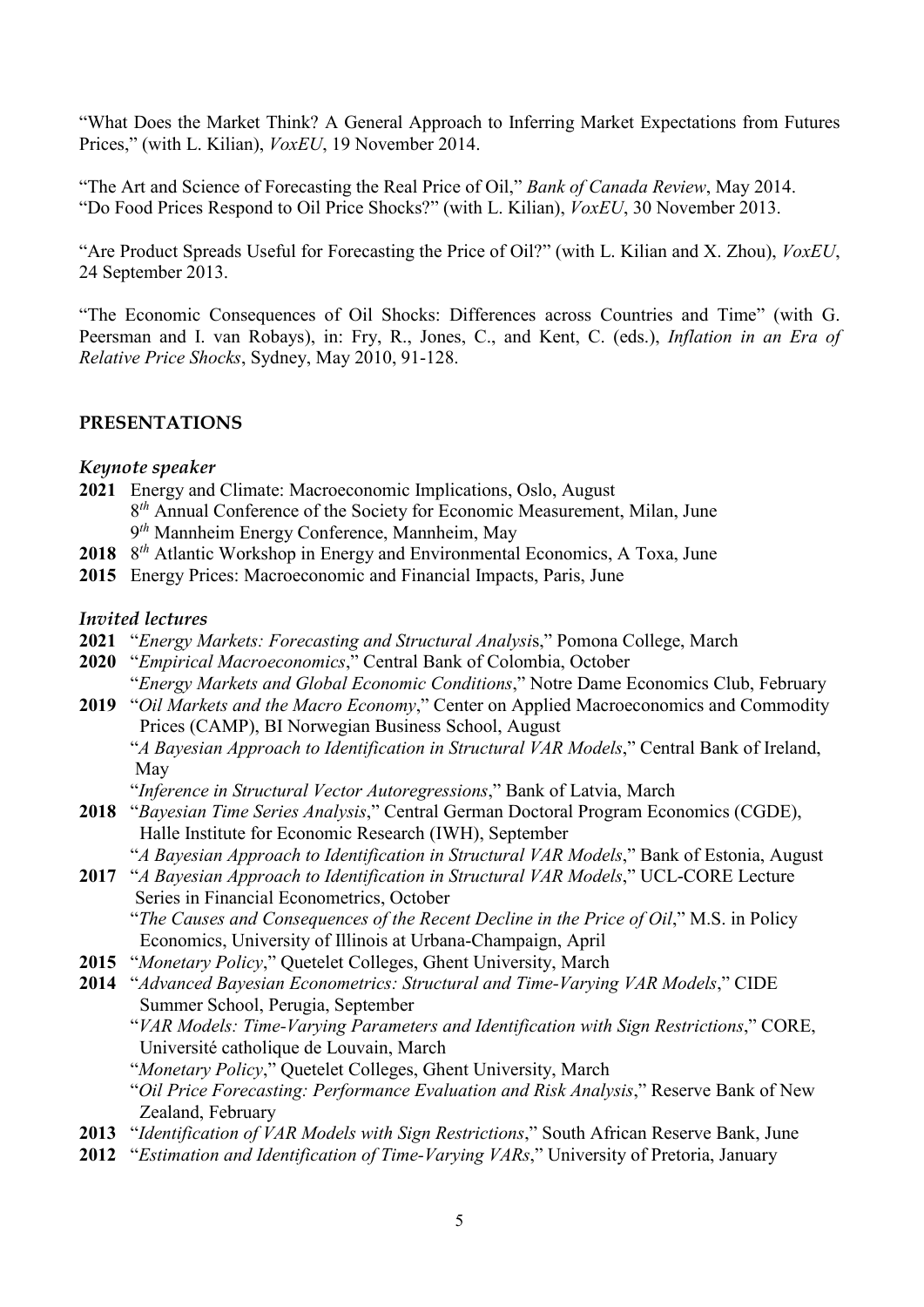"What Does the Market Think? A General Approach to Inferring Market Expectations from Futures Prices," (with L. Kilian), *VoxEU*, 19 November 2014.

"The Art and Science of Forecasting the Real Price of Oil," *Bank of Canada Review*, May 2014.
"Do Food Prices Respond to Oil Price Shocks?" (with L. Kilian), *VoxEU*, 30 November 2013.

"Are Product Spreads Useful for Forecasting the Price of Oil?" (with L. Kilian and X. Zhou), *VoxEU*, 24 September 2013.

"The Economic Consequences of Oil Shocks: Differences across Countries and Time" (with G. Peersman and I. van Robays), in: Fry, R., Jones, C., and Kent, C. (eds.), *Inflation in an Era of Relative Price Shocks*, Sydney, May 2010, 91-128.

## PRESENTATIONS

### *Keynote speaker*

**2021** Energy and Climate: Macroeconomic Implications, Oslo, August
8*th* Annual Conference of the Society for Economic Measurement, Milan, June
9*th* Mannheim Energy Conference, Mannheim, May

**2018** 8*th* Atlantic Workshop in Energy and Environmental Economics, A Toxa, June

**2015** Energy Prices: Macroeconomic and Financial Impacts, Paris, June

### *Invited lectures*

**2021** "*Energy Markets: Forecasting and Structural Analysis*," Pomona College, March

**2020** "*Empirical Macroeconomics*," Central Bank of Colombia, October
"*Energy Markets and Global Economic Conditions*," Notre Dame Economics Club, February

**2019** "*Oil Markets and the Macro Economy*," Center on Applied Macroeconomics and Commodity Prices (CAMP), BI Norwegian Business School, August
"*A Bayesian Approach to Identification in Structural VAR Models*," Central Bank of Ireland, May
"*Inference in Structural Vector Autoregressions*," Bank of Latvia, March

**2018** "*Bayesian Time Series Analysis*," Central German Doctoral Program Economics (CGDE), Halle Institute for Economic Research (IWH), September
"*A Bayesian Approach to Identification in Structural VAR Models*," Bank of Estonia, August

**2017** "*A Bayesian Approach to Identification in Structural VAR Models*," UCL-CORE Lecture Series in Financial Econometrics, October
"*The Causes and Consequences of the Recent Decline in the Price of Oil*," M.S. in Policy Economics, University of Illinois at Urbana-Champaign, April

**2015** "*Monetary Policy*," Quetelet Colleges, Ghent University, March

**2014** "*Advanced Bayesian Econometrics: Structural and Time-Varying VAR Models*," CIDE Summer School, Perugia, September
"*VAR Models: Time-Varying Parameters and Identification with Sign Restrictions*," CORE, Université catholique de Louvain, March
"*Monetary Policy*," Quetelet Colleges, Ghent University, March
"*Oil Price Forecasting: Performance Evaluation and Risk Analysis*," Reserve Bank of New Zealand, February

**2013** "*Identification of VAR Models with Sign Restrictions*," South African Reserve Bank, June

**2012** "*Estimation and Identification of Time-Varying VARs*," University of Pretoria, January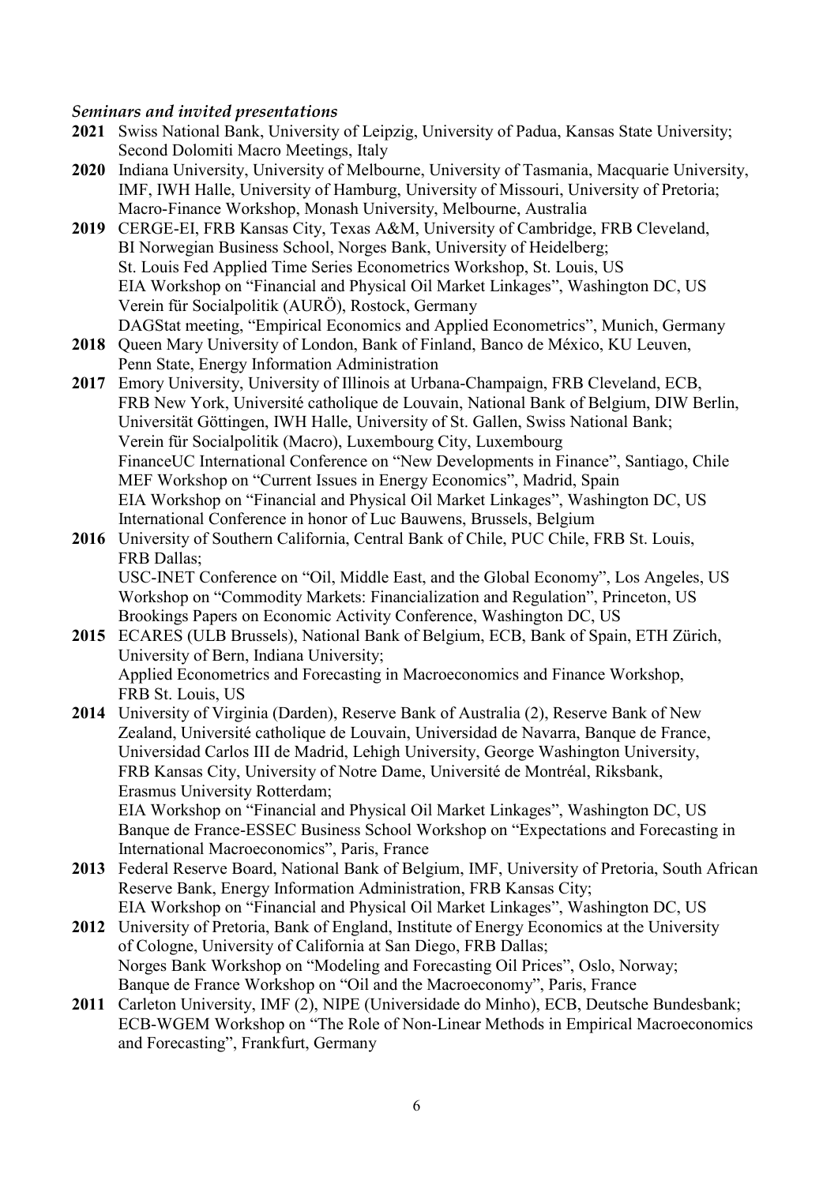### *Seminars and invited presentations*

**2021** Swiss National Bank, University of Leipzig, University of Padua, Kansas State University; Second Dolomiti Macro Meetings, Italy

**2020** Indiana University, University of Melbourne, University of Tasmania, Macquarie University, IMF, IWH Halle, University of Hamburg, University of Missouri, University of Pretoria; Macro-Finance Workshop, Monash University, Melbourne, Australia

**2019** CERGE-EI, FRB Kansas City, Texas A&M, University of Cambridge, FRB Cleveland, BI Norwegian Business School, Norges Bank, University of Heidelberg;
St. Louis Fed Applied Time Series Econometrics Workshop, St. Louis, US
EIA Workshop on "Financial and Physical Oil Market Linkages", Washington DC, US
Verein für Socialpolitik (AURÖ), Rostock, Germany
DAGStat meeting, "Empirical Economics and Applied Econometrics", Munich, Germany

**2018** Queen Mary University of London, Bank of Finland, Banco de México, KU Leuven, Penn State, Energy Information Administration

**2017** Emory University, University of Illinois at Urbana-Champaign, FRB Cleveland, ECB, FRB New York, Université catholique de Louvain, National Bank of Belgium, DIW Berlin, Universität Göttingen, IWH Halle, University of St. Gallen, Swiss National Bank;
Verein für Socialpolitik (Macro), Luxembourg City, Luxembourg
FinanceUC International Conference on "New Developments in Finance", Santiago, Chile
MEF Workshop on "Current Issues in Energy Economics", Madrid, Spain
EIA Workshop on "Financial and Physical Oil Market Linkages", Washington DC, US
International Conference in honor of Luc Bauwens, Brussels, Belgium

**2016** University of Southern California, Central Bank of Chile, PUC Chile, FRB St. Louis, FRB Dallas;
USC-INET Conference on "Oil, Middle East, and the Global Economy", Los Angeles, US
Workshop on "Commodity Markets: Financialization and Regulation", Princeton, US
Brookings Papers on Economic Activity Conference, Washington DC, US

**2015** ECARES (ULB Brussels), National Bank of Belgium, ECB, Bank of Spain, ETH Zürich, University of Bern, Indiana University;
Applied Econometrics and Forecasting in Macroeconomics and Finance Workshop, FRB St. Louis, US

**2014** University of Virginia (Darden), Reserve Bank of Australia (2), Reserve Bank of New Zealand, Université catholique de Louvain, Universidad de Navarra, Banque de France, Universidad Carlos III de Madrid, Lehigh University, George Washington University, FRB Kansas City, University of Notre Dame, Université de Montréal, Riksbank, Erasmus University Rotterdam;
EIA Workshop on "Financial and Physical Oil Market Linkages", Washington DC, US
Banque de France-ESSEC Business School Workshop on "Expectations and Forecasting in International Macroeconomics", Paris, France

**2013** Federal Reserve Board, National Bank of Belgium, IMF, University of Pretoria, South African Reserve Bank, Energy Information Administration, FRB Kansas City;
EIA Workshop on "Financial and Physical Oil Market Linkages", Washington DC, US

**2012** University of Pretoria, Bank of England, Institute of Energy Economics at the University of Cologne, University of California at San Diego, FRB Dallas;
Norges Bank Workshop on "Modeling and Forecasting Oil Prices", Oslo, Norway;
Banque de France Workshop on "Oil and the Macroeconomy", Paris, France

**2011** Carleton University, IMF (2), NIPE (Universidade do Minho), ECB, Deutsche Bundesbank;
ECB-WGEM Workshop on "The Role of Non-Linear Methods in Empirical Macroeconomics and Forecasting", Frankfurt, Germany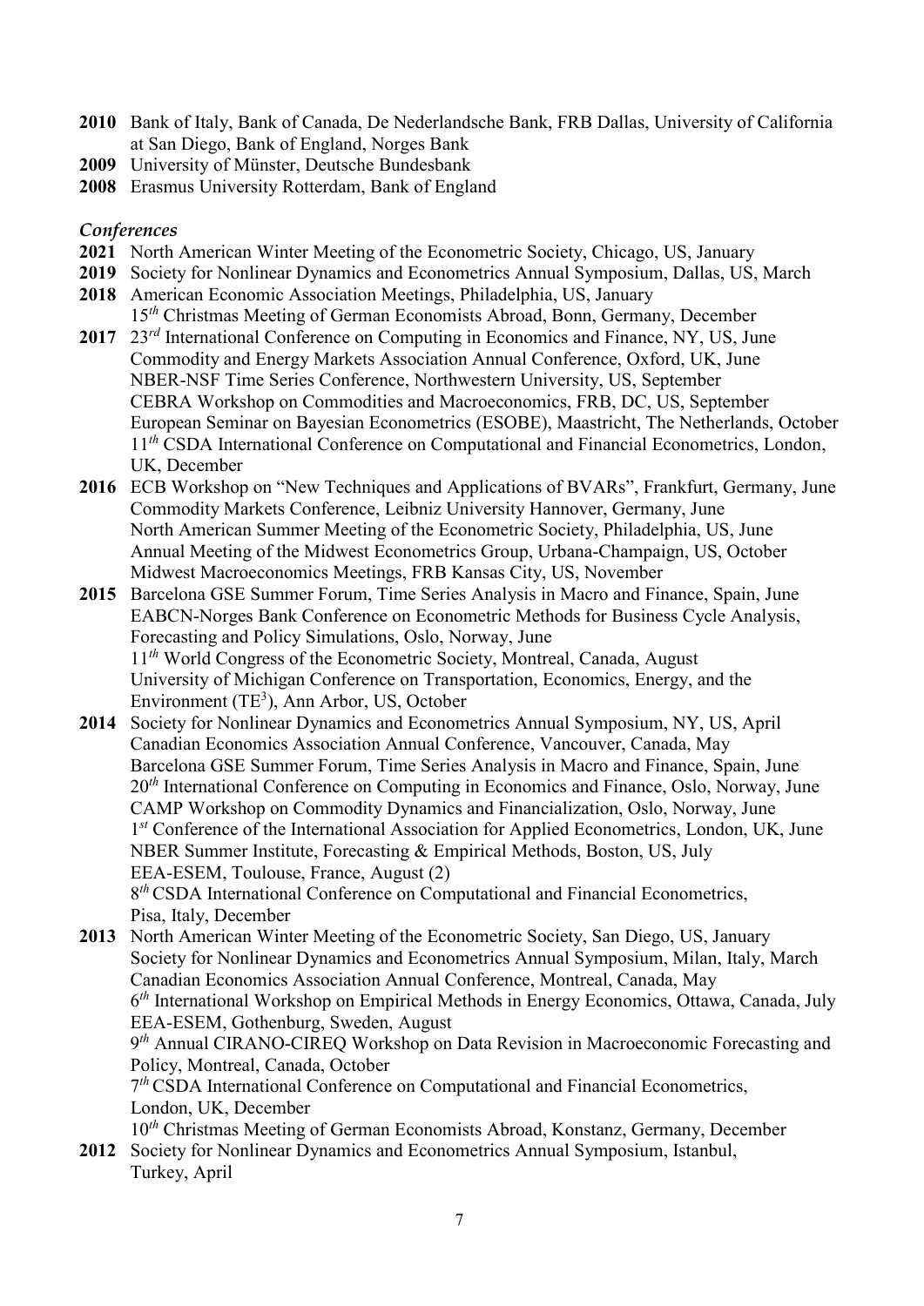**2010** Bank of Italy, Bank of Canada, De Nederlandsche Bank, FRB Dallas, University of California at San Diego, Bank of England, Norges Bank

**2009** University of Münster, Deutsche Bundesbank

**2008** Erasmus University Rotterdam, Bank of England

### *Conferences*

**2021** North American Winter Meeting of the Econometric Society, Chicago, US, January

**2019** Society for Nonlinear Dynamics and Econometrics Annual Symposium, Dallas, US, March

**2018** American Economic Association Meetings, Philadelphia, US, January
15*th* Christmas Meeting of German Economists Abroad, Bonn, Germany, December

**2017** 23*rd* International Conference on Computing in Economics and Finance, NY, US, June
Commodity and Energy Markets Association Annual Conference, Oxford, UK, June
NBER-NSF Time Series Conference, Northwestern University, US, September
CEBRA Workshop on Commodities and Macroeconomics, FRB, DC, US, September
European Seminar on Bayesian Econometrics (ESOBE), Maastricht, The Netherlands, October
11*th* CSDA International Conference on Computational and Financial Econometrics, London, UK, December

**2016** ECB Workshop on "New Techniques and Applications of BVARs", Frankfurt, Germany, June
Commodity Markets Conference, Leibniz University Hannover, Germany, June
North American Summer Meeting of the Econometric Society, Philadelphia, US, June
Annual Meeting of the Midwest Econometrics Group, Urbana-Champaign, US, October
Midwest Macroeconomics Meetings, FRB Kansas City, US, November

**2015** Barcelona GSE Summer Forum, Time Series Analysis in Macro and Finance, Spain, June
EABCN-Norges Bank Conference on Econometric Methods for Business Cycle Analysis, Forecasting and Policy Simulations, Oslo, Norway, June
11*th* World Congress of the Econometric Society, Montreal, Canada, August
University of Michigan Conference on Transportation, Economics, Energy, and the Environment ($TE^3$), Ann Arbor, US, October

**2014** Society for Nonlinear Dynamics and Econometrics Annual Symposium, NY, US, April
Canadian Economics Association Annual Conference, Vancouver, Canada, May
Barcelona GSE Summer Forum, Time Series Analysis in Macro and Finance, Spain, June
20*th* International Conference on Computing in Economics and Finance, Oslo, Norway, June
CAMP Workshop on Commodity Dynamics and Financialization, Oslo, Norway, June
1*st* Conference of the International Association for Applied Econometrics, London, UK, June
NBER Summer Institute, Forecasting & Empirical Methods, Boston, US, July
EEA-ESEM, Toulouse, France, August (2)
8*th* CSDA International Conference on Computational and Financial Econometrics, Pisa, Italy, December

**2013** North American Winter Meeting of the Econometric Society, San Diego, US, January
Society for Nonlinear Dynamics and Econometrics Annual Symposium, Milan, Italy, March
Canadian Economics Association Annual Conference, Montreal, Canada, May
6*th* International Workshop on Empirical Methods in Energy Economics, Ottawa, Canada, July
EEA-ESEM, Gothenburg, Sweden, August
9*th* Annual CIRANO-CIREQ Workshop on Data Revision in Macroeconomic Forecasting and Policy, Montreal, Canada, October
7*th* CSDA International Conference on Computational and Financial Econometrics, London, UK, December
10*th* Christmas Meeting of German Economists Abroad, Konstanz, Germany, December

**2012** Society for Nonlinear Dynamics and Econometrics Annual Symposium, Istanbul, Turkey, April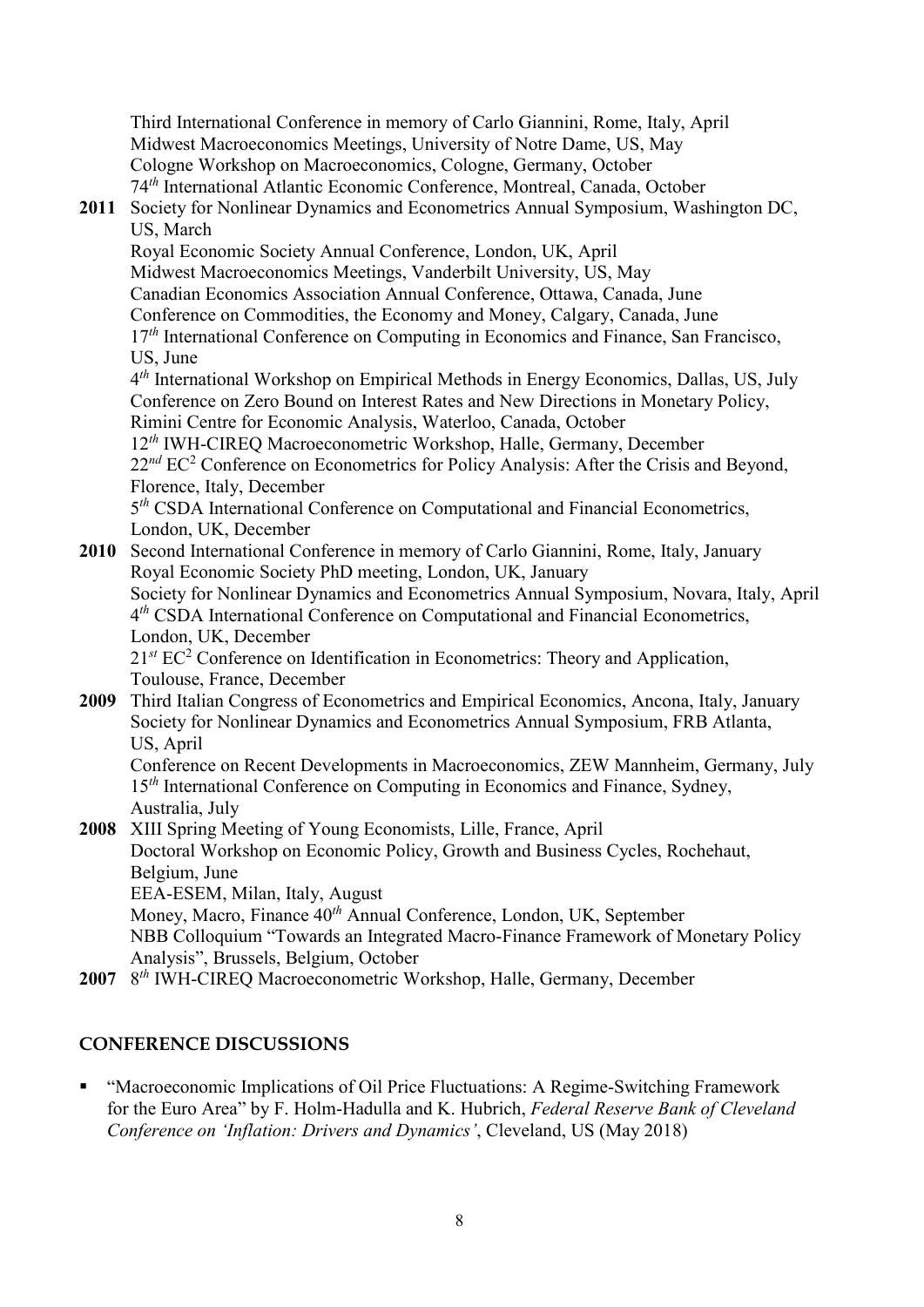Third International Conference in memory of Carlo Giannini, Rome, Italy, April
Midwest Macroeconomics Meetings, University of Notre Dame, US, May
Cologne Workshop on Macroeconomics, Cologne, Germany, October
74$^{th}$ International Atlantic Economic Conference, Montreal, Canada, October

**2011** Society for Nonlinear Dynamics and Econometrics Annual Symposium, Washington DC, US, March
Royal Economic Society Annual Conference, London, UK, April
Midwest Macroeconomics Meetings, Vanderbilt University, US, May
Canadian Economics Association Annual Conference, Ottawa, Canada, June
Conference on Commodities, the Economy and Money, Calgary, Canada, June
17$^{th}$ International Conference on Computing in Economics and Finance, San Francisco, US, June
4$^{th}$ International Workshop on Empirical Methods in Energy Economics, Dallas, US, July
Conference on Zero Bound on Interest Rates and New Directions in Monetary Policy, Rimini Centre for Economic Analysis, Waterloo, Canada, October
12$^{th}$ IWH-CIREQ Macroeconometric Workshop, Halle, Germany, December
22$^{nd}$ EC$^2$ Conference on Econometrics for Policy Analysis: After the Crisis and Beyond, Florence, Italy, December
5$^{th}$ CSDA International Conference on Computational and Financial Econometrics, London, UK, December

**2010** Second International Conference in memory of Carlo Giannini, Rome, Italy, January
Royal Economic Society PhD meeting, London, UK, January
Society for Nonlinear Dynamics and Econometrics Annual Symposium, Novara, Italy, April
4$^{th}$ CSDA International Conference on Computational and Financial Econometrics, London, UK, December
21$^{st}$ EC$^2$ Conference on Identification in Econometrics: Theory and Application, Toulouse, France, December

**2009** Third Italian Congress of Econometrics and Empirical Economics, Ancona, Italy, January
Society for Nonlinear Dynamics and Econometrics Annual Symposium, FRB Atlanta, US, April
Conference on Recent Developments in Macroeconomics, ZEW Mannheim, Germany, July
15$^{th}$ International Conference on Computing in Economics and Finance, Sydney, Australia, July

**2008** XIII Spring Meeting of Young Economists, Lille, France, April
Doctoral Workshop on Economic Policy, Growth and Business Cycles, Rochehaut, Belgium, June
EEA-ESEM, Milan, Italy, August
Money, Macro, Finance 40$^{th}$ Annual Conference, London, UK, September
NBB Colloquium "Towards an Integrated Macro-Finance Framework of Monetary Policy Analysis", Brussels, Belgium, October

**2007** 8$^{th}$ IWH-CIREQ Macroeconometric Workshop, Halle, Germany, December

## CONFERENCE DISCUSSIONS

- "Macroeconomic Implications of Oil Price Fluctuations: A Regime-Switching Framework for the Euro Area" by F. Holm-Hadulla and K. Hubrich, *Federal Reserve Bank of Cleveland Conference on 'Inflation: Drivers and Dynamics'*, Cleveland, US (May 2018)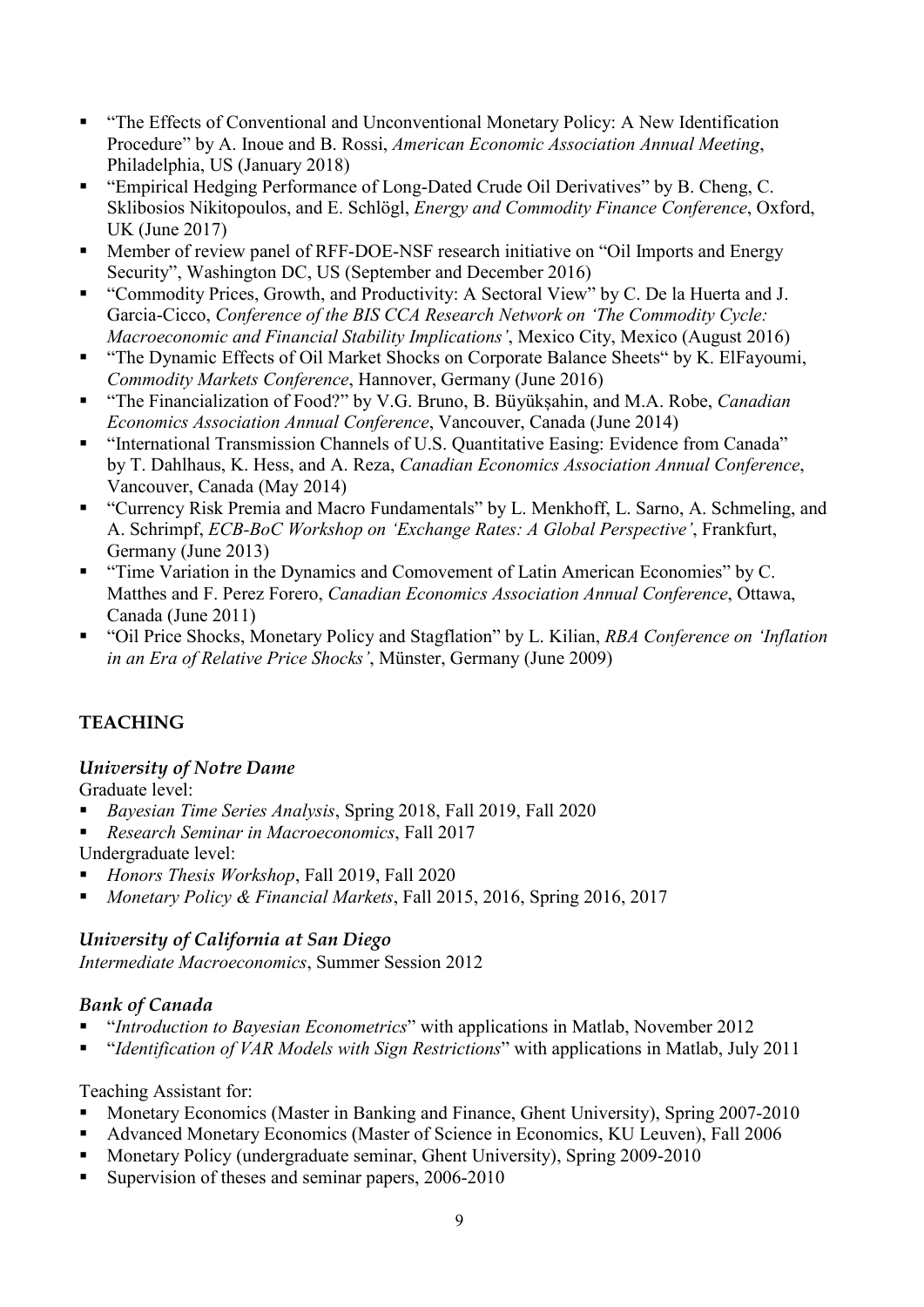- "The Effects of Conventional and Unconventional Monetary Policy: A New Identification Procedure" by A. Inoue and B. Rossi, *American Economic Association Annual Meeting*, Philadelphia, US (January 2018)
- "Empirical Hedging Performance of Long-Dated Crude Oil Derivatives" by B. Cheng, C. Sklibosios Nikitopoulos, and E. Schlögl, *Energy and Commodity Finance Conference*, Oxford, UK (June 2017)
- Member of review panel of RFF-DOE-NSF research initiative on "Oil Imports and Energy Security", Washington DC, US (September and December 2016)
- "Commodity Prices, Growth, and Productivity: A Sectoral View" by C. De la Huerta and J. Garcia-Cicco, *Conference of the BIS CCA Research Network on 'The Commodity Cycle: Macroeconomic and Financial Stability Implications'*, Mexico City, Mexico (August 2016)
- "The Dynamic Effects of Oil Market Shocks on Corporate Balance Sheets" by K. ElFayoumi, *Commodity Markets Conference*, Hannover, Germany (June 2016)
- "The Financialization of Food?" by V.G. Bruno, B. Büyükşahin, and M.A. Robe, *Canadian Economics Association Annual Conference*, Vancouver, Canada (June 2014)
- "International Transmission Channels of U.S. Quantitative Easing: Evidence from Canada" by T. Dahlhaus, K. Hess, and A. Reza, *Canadian Economics Association Annual Conference*, Vancouver, Canada (May 2014)
- "Currency Risk Premia and Macro Fundamentals" by L. Menkhoff, L. Sarno, A. Schmeling, and A. Schrimpf, *ECB-BoC Workshop on 'Exchange Rates: A Global Perspective'*, Frankfurt, Germany (June 2013)
- "Time Variation in the Dynamics and Comovement of Latin American Economies" by C. Matthes and F. Perez Forero, *Canadian Economics Association Annual Conference*, Ottawa, Canada (June 2011)
- "Oil Price Shocks, Monetary Policy and Stagflation" by L. Kilian, *RBA Conference on 'Inflation in an Era of Relative Price Shocks'*, Münster, Germany (June 2009)

## TEACHING

### *University of Notre Dame*

Graduate level:

- *Bayesian Time Series Analysis*, Spring 2018, Fall 2019, Fall 2020
- *Research Seminar in Macroeconomics*, Fall 2017

Undergraduate level:

- *Honors Thesis Workshop*, Fall 2019, Fall 2020
- *Monetary Policy & Financial Markets*, Fall 2015, 2016, Spring 2016, 2017

### *University of California at San Diego*

*Intermediate Macroeconomics*, Summer Session 2012

### *Bank of Canada*

- "*Introduction to Bayesian Econometrics*" with applications in Matlab, November 2012
- "*Identification of VAR Models with Sign Restrictions*" with applications in Matlab, July 2011

Teaching Assistant for:

- Monetary Economics (Master in Banking and Finance, Ghent University), Spring 2007-2010
- Advanced Monetary Economics (Master of Science in Economics, KU Leuven), Fall 2006
- Monetary Policy (undergraduate seminar, Ghent University), Spring 2009-2010
- Supervision of theses and seminar papers, 2006-2010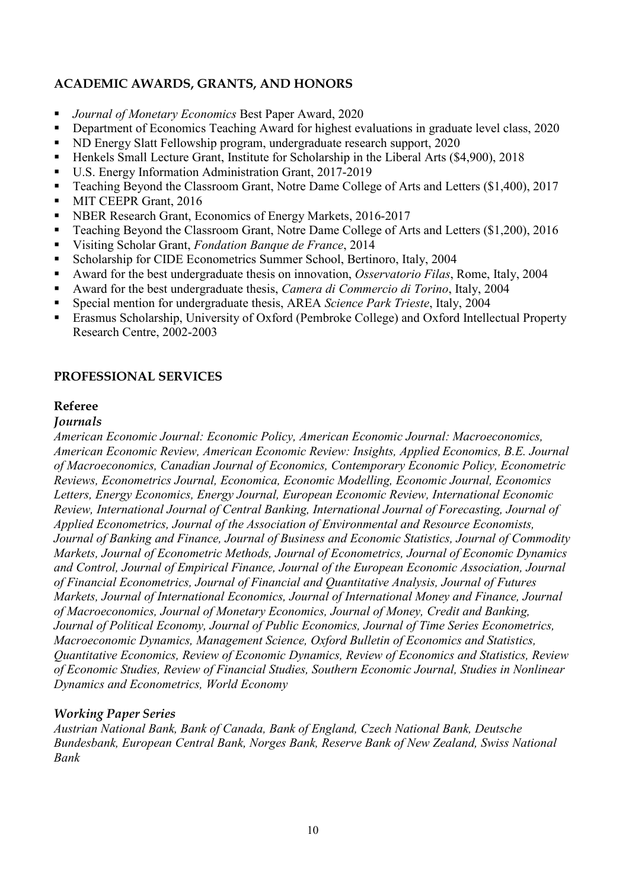## ACADEMIC AWARDS, GRANTS, AND HONORS

- *Journal of Monetary Economics* Best Paper Award, 2020
- Department of Economics Teaching Award for highest evaluations in graduate level class, 2020
- ND Energy Slatt Fellowship program, undergraduate research support, 2020
- Henkels Small Lecture Grant, Institute for Scholarship in the Liberal Arts ($4,900), 2018
- U.S. Energy Information Administration Grant, 2017-2019
- Teaching Beyond the Classroom Grant, Notre Dame College of Arts and Letters ($1,400), 2017
- MIT CEEPR Grant, 2016
- NBER Research Grant, Economics of Energy Markets, 2016-2017
- Teaching Beyond the Classroom Grant, Notre Dame College of Arts and Letters ($1,200), 2016
- Visiting Scholar Grant, *Fondation Banque de France*, 2014
- Scholarship for CIDE Econometrics Summer School, Bertinoro, Italy, 2004
- Award for the best undergraduate thesis on innovation, *Osservatorio Filas*, Rome, Italy, 2004
- Award for the best undergraduate thesis, *Camera di Commercio di Torino*, Italy, 2004
- Special mention for undergraduate thesis, AREA *Science Park Trieste*, Italy, 2004
- Erasmus Scholarship, University of Oxford (Pembroke College) and Oxford Intellectual Property Research Centre, 2002-2003

## PROFESSIONAL SERVICES

### Referee

#### *Journals*

*American Economic Journal: Economic Policy, American Economic Journal: Macroeconomics, American Economic Review, American Economic Review: Insights, Applied Economics, B.E. Journal of Macroeconomics, Canadian Journal of Economics, Contemporary Economic Policy, Econometric Reviews, Econometrics Journal, Economica, Economic Modelling, Economic Journal, Economics Letters, Energy Economics, Energy Journal, European Economic Review, International Economic Review, International Journal of Central Banking, International Journal of Forecasting, Journal of Applied Econometrics, Journal of the Association of Environmental and Resource Economists, Journal of Banking and Finance, Journal of Business and Economic Statistics, Journal of Commodity Markets, Journal of Econometric Methods, Journal of Econometrics, Journal of Economic Dynamics and Control, Journal of Empirical Finance, Journal of the European Economic Association, Journal of Financial Econometrics, Journal of Financial and Quantitative Analysis, Journal of Futures Markets, Journal of International Economics, Journal of International Money and Finance, Journal of Macroeconomics, Journal of Monetary Economics, Journal of Money, Credit and Banking, Journal of Political Economy, Journal of Public Economics, Journal of Time Series Econometrics, Macroeconomic Dynamics, Management Science, Oxford Bulletin of Economics and Statistics, Quantitative Economics, Review of Economic Dynamics, Review of Economics and Statistics, Review of Economic Studies, Review of Financial Studies, Southern Economic Journal, Studies in Nonlinear Dynamics and Econometrics, World Economy*

#### *Working Paper Series*

*Austrian National Bank, Bank of Canada, Bank of England, Czech National Bank, Deutsche Bundesbank, European Central Bank, Norges Bank, Reserve Bank of New Zealand, Swiss National Bank*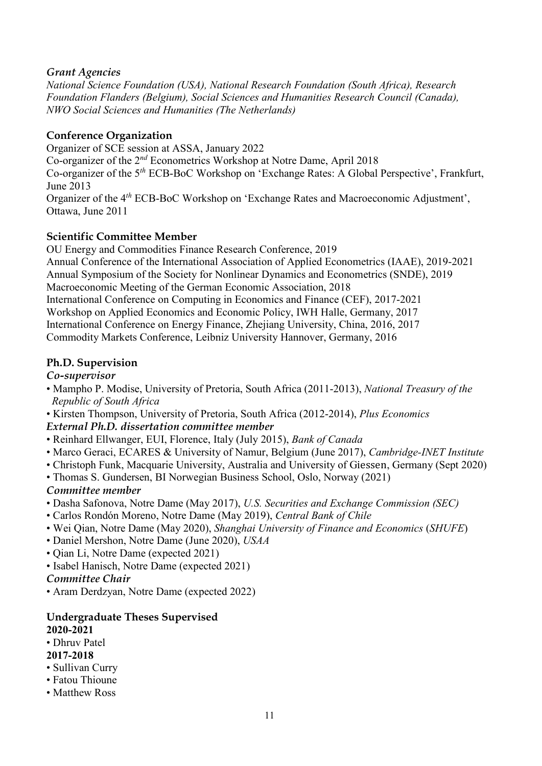### *Grant Agencies*

*National Science Foundation (USA), National Research Foundation (South Africa), Research Foundation Flanders (Belgium), Social Sciences and Humanities Research Council (Canada), NWO Social Sciences and Humanities (The Netherlands)*

## **Conference Organization**

Organizer of SCE session at ASSA, January 2022
Co-organizer of the 2nd Econometrics Workshop at Notre Dame, April 2018
Co-organizer of the 5th ECB-BoC Workshop on 'Exchange Rates: A Global Perspective', Frankfurt, June 2013
Organizer of the 4th ECB-BoC Workshop on 'Exchange Rates and Macroeconomic Adjustment', Ottawa, June 2011

## **Scientific Committee Member**

OU Energy and Commodities Finance Research Conference, 2019
Annual Conference of the International Association of Applied Econometrics (IAAE), 2019-2021
Annual Symposium of the Society for Nonlinear Dynamics and Econometrics (SNDE), 2019
Macroeconomic Meeting of the German Economic Association, 2018
International Conference on Computing in Economics and Finance (CEF), 2017-2021
Workshop on Applied Economics and Economic Policy, IWH Halle, Germany, 2017
International Conference on Energy Finance, Zhejiang University, China, 2016, 2017
Commodity Markets Conference, Leibniz University Hannover, Germany, 2016

## **Ph.D. Supervision**

### *Co-supervisor*

- Mampho P. Modise, University of Pretoria, South Africa (2011-2013), *National Treasury of the Republic of South Africa*
- Kirsten Thompson, University of Pretoria, South Africa (2012-2014), *Plus Economics*

### *External Ph.D. dissertation committee member*

- Reinhard Ellwanger, EUI, Florence, Italy (July 2015), *Bank of Canada*
- Marco Geraci, ECARES & University of Namur, Belgium (June 2017), *Cambridge-INET Institute*
- Christoph Funk, Macquarie University, Australia and University of Giessen, Germany (Sept 2020)
- Thomas S. Gundersen, BI Norwegian Business School, Oslo, Norway (2021)

### *Committee member*

- Dasha Safonova, Notre Dame (May 2017), *U.S. Securities and Exchange Commission (SEC)*
- Carlos Rondón Moreno, Notre Dame (May 2019), *Central Bank of Chile*
- Wei Qian, Notre Dame (May 2020), *Shanghai University of Finance and Economics* (*SHUFE*)
- Daniel Mershon, Notre Dame (June 2020), *USAA*
- Qian Li, Notre Dame (expected 2021)
- Isabel Hanisch, Notre Dame (expected 2021)

### *Committee Chair*

- Aram Derdzyan, Notre Dame (expected 2022)

## **Undergraduate Theses Supervised**

**2020-2021**

- Dhruv Patel

**2017-2018**

- Sullivan Curry
- Fatou Thioune
- Matthew Ross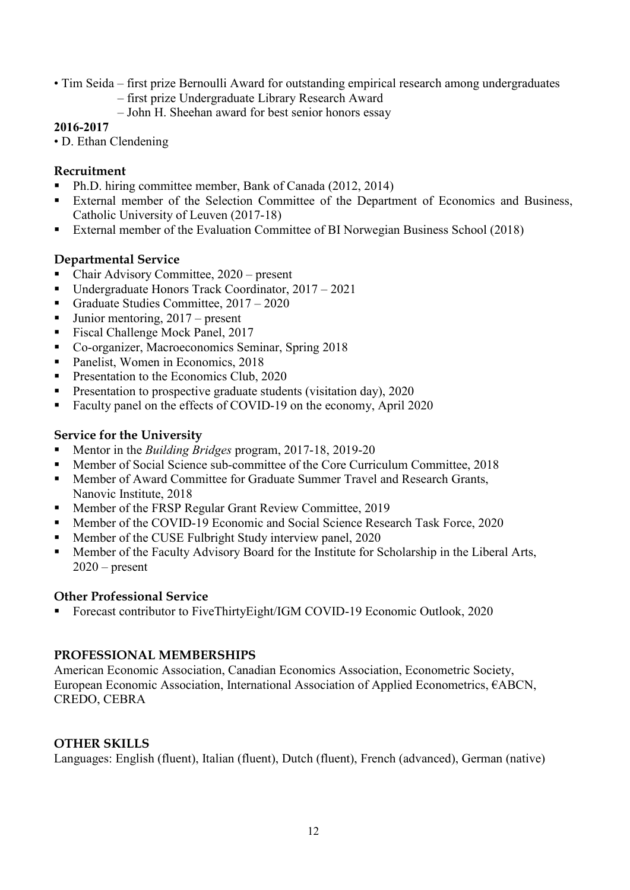- Tim Seida – first prize Bernoulli Award for outstanding empirical research among undergraduates
  – first prize Undergraduate Library Research Award
  – John H. Sheehan award for best senior honors essay

**2016-2017**

- D. Ethan Clendening

### Recruitment

- Ph.D. hiring committee member, Bank of Canada (2012, 2014)
- External member of the Selection Committee of the Department of Economics and Business, Catholic University of Leuven (2017-18)
- External member of the Evaluation Committee of BI Norwegian Business School (2018)

### Departmental Service

- Chair Advisory Committee, 2020 – present
- Undergraduate Honors Track Coordinator, 2017 – 2021
- Graduate Studies Committee, 2017 – 2020
- Junior mentoring, 2017 – present
- Fiscal Challenge Mock Panel, 2017
- Co-organizer, Macroeconomics Seminar, Spring 2018
- Panelist, Women in Economics, 2018
- Presentation to the Economics Club, 2020
- Presentation to prospective graduate students (visitation day), 2020
- Faculty panel on the effects of COVID-19 on the economy, April 2020

### Service for the University

- Mentor in the *Building Bridges* program, 2017-18, 2019-20
- Member of Social Science sub-committee of the Core Curriculum Committee, 2018
- Member of Award Committee for Graduate Summer Travel and Research Grants, Nanovic Institute, 2018
- Member of the FRSP Regular Grant Review Committee, 2019
- Member of the COVID-19 Economic and Social Science Research Task Force, 2020
- Member of the CUSE Fulbright Study interview panel, 2020
- Member of the Faculty Advisory Board for the Institute for Scholarship in the Liberal Arts, 2020 – present

### Other Professional Service

- Forecast contributor to FiveThirtyEight/IGM COVID-19 Economic Outlook, 2020

## PROFESSIONAL MEMBERSHIPS

American Economic Association, Canadian Economics Association, Econometric Society, European Economic Association, International Association of Applied Econometrics, €ABCN, CREDO, CEBRA

## OTHER SKILLS

Languages: English (fluent), Italian (fluent), Dutch (fluent), French (advanced), German (native)